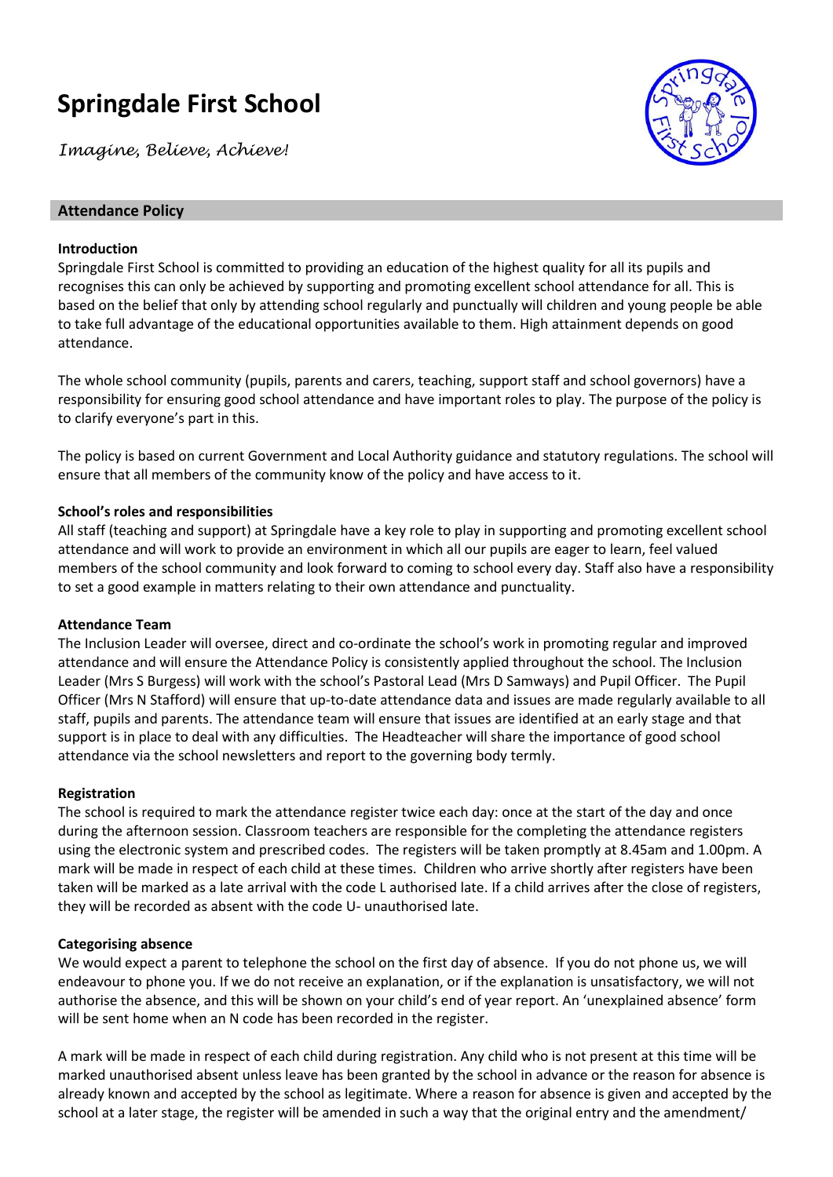# Springdale First School

*Imagine, Believe, Achieve!*

## Attendance Policy

### Introduction

Springdale First School is committed to providing an education of the highest quality for all its pupils and recognises this can only be achieved by supporting and promoting excellent school attendance for all. This is based on the belief that only by attending school regularly and punctually will children and young people be able to take full advantage of the educational opportunities available to them. High attainment depends on good attendance.

The whole school community (pupils, parents and carers, teaching, support staff and school governors) have a responsibility for ensuring good school attendance and have important roles to play. The purpose of the policy is to clarify everyone's part in this.

The policy is based on current Government and Local Authority guidance and statutory regulations. The school will ensure that all members of the community know of the policy and have access to it.

### School's roles and responsibilities

All staff (teaching and support) at Springdale have a key role to play in supporting and promoting excellent school attendance and will work to provide an environment in which all our pupils are eager to learn, feel valued members of the school community and look forward to coming to school every day. Staff also have a responsibility to set a good example in matters relating to their own attendance and punctuality.

### Attendance Team

The Inclusion Leader will oversee, direct and co-ordinate the school's work in promoting regular and improved attendance and will ensure the Attendance Policy is consistently applied throughout the school. The Inclusion Leader (Mrs S Burgess) will work with the school's Pastoral Lead (Mrs D Samways) and Pupil Officer. The Pupil Officer (Mrs N Stafford) will ensure that up-to-date attendance data and issues are made regularly available to all staff, pupils and parents. The attendance team will ensure that issues are identified at an early stage and that support is in place to deal with any difficulties. The Headteacher will share the importance of good school attendance via the school newsletters and report to the governing body termly.

### Registration

The school is required to mark the attendance register twice each day: once at the start of the day and once during the afternoon session. Classroom teachers are responsible for the completing the attendance registers using the electronic system and prescribed codes. The registers will be taken promptly at 8.45am and 1.00pm. A mark will be made in respect of each child at these times. Children who arrive shortly after registers have been taken will be marked as a late arrival with the code L authorised late. If a child arrives after the close of registers, they will be recorded as absent with the code U- unauthorised late.

### Categorising absence

We would expect a parent to telephone the school on the first day of absence. If you do not phone us, we will endeavour to phone you. If we do not receive an explanation, or if the explanation is unsatisfactory, we will not authorise the absence, and this will be shown on your child's end of year report. An 'unexplained absence' form will be sent home when an N code has been recorded in the register.

A mark will be made in respect of each child during registration. Any child who is not present at this time will be marked unauthorised absent unless leave has been granted by the school in advance or the reason for absence is already known and accepted by the school as legitimate. Where a reason for absence is given and accepted by the school at a later stage, the register will be amended in such a way that the original entry and the amendment/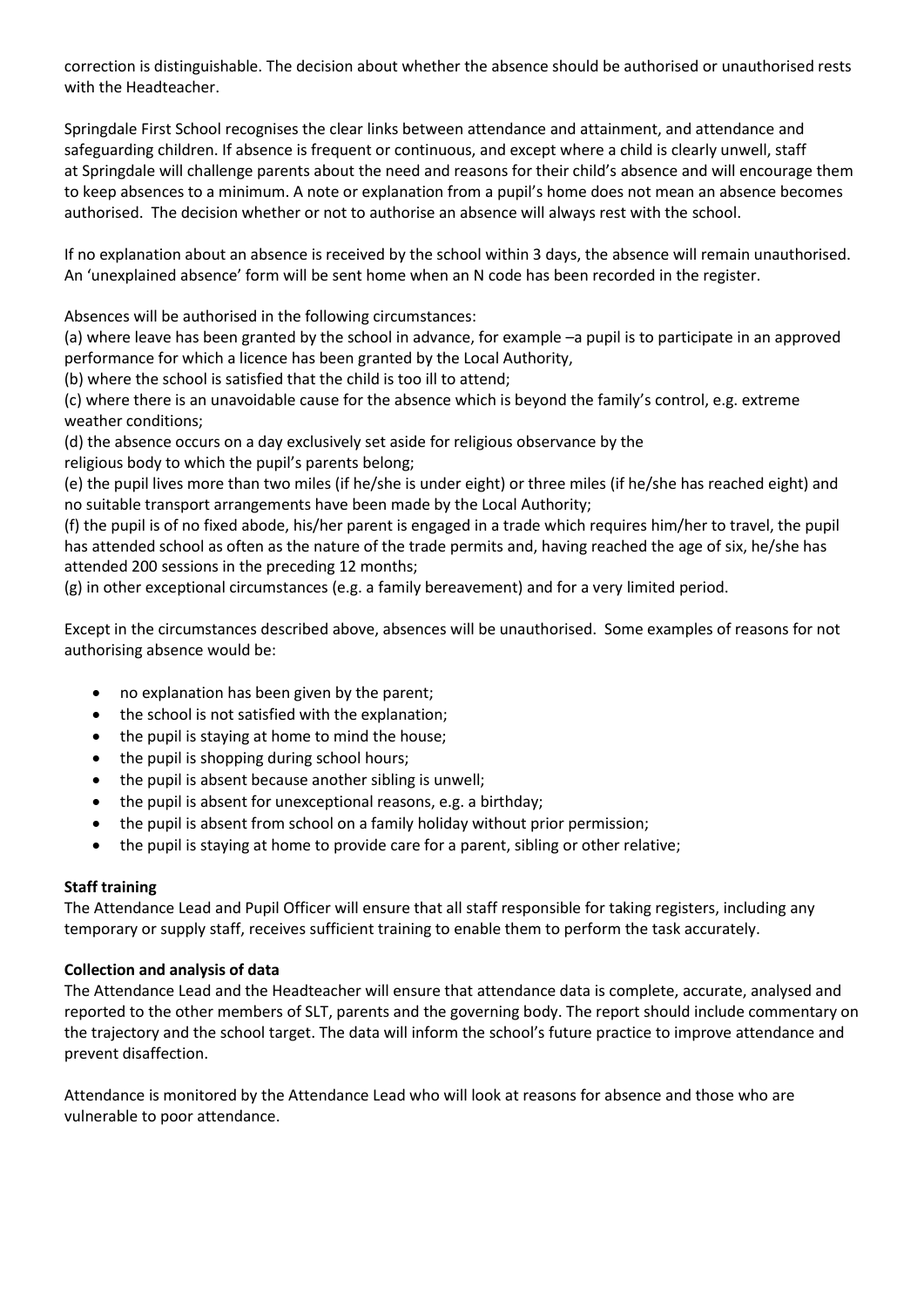correction is distinguishable. The decision about whether the absence should be authorised or unauthorised rests with the Headteacher.

Springdale First School recognises the clear links between attendance and attainment, and attendance and safeguarding children. If absence is frequent or continuous, and except where a child is clearly unwell, staff at Springdale will challenge parents about the need and reasons for their child's absence and will encourage them to keep absences to a minimum. A note or explanation from a pupil's home does not mean an absence becomes authorised. The decision whether or not to authorise an absence will always rest with the school.

If no explanation about an absence is received by the school within 3 days, the absence will remain unauthorised. An 'unexplained absence' form will be sent home when an N code has been recorded in the register.

Absences will be authorised in the following circumstances:

(a) where leave has been granted by the school in advance, for example –a pupil is to participate in an approved performance for which a licence has been granted by the Local Authority,
(b) where the school is satisfied that the child is too ill to attend;
(c) where there is an unavoidable cause for the absence which is beyond the family's control, e.g. extreme weather conditions;
(d) the absence occurs on a day exclusively set aside for religious observance by the religious body to which the pupil's parents belong;
(e) the pupil lives more than two miles (if he/she is under eight) or three miles (if he/she has reached eight) and no suitable transport arrangements have been made by the Local Authority;
(f) the pupil is of no fixed abode, his/her parent is engaged in a trade which requires him/her to travel, the pupil has attended school as often as the nature of the trade permits and, having reached the age of six, he/she has attended 200 sessions in the preceding 12 months;
(g) in other exceptional circumstances (e.g. a family bereavement) and for a very limited period.

Except in the circumstances described above, absences will be unauthorised. Some examples of reasons for not authorising absence would be:

- no explanation has been given by the parent;
- the school is not satisfied with the explanation;
- the pupil is staying at home to mind the house;
- the pupil is shopping during school hours;
- the pupil is absent because another sibling is unwell;
- the pupil is absent for unexceptional reasons, e.g. a birthday;
- the pupil is absent from school on a family holiday without prior permission;
- the pupil is staying at home to provide care for a parent, sibling or other relative;

**Staff training**

The Attendance Lead and Pupil Officer will ensure that all staff responsible for taking registers, including any temporary or supply staff, receives sufficient training to enable them to perform the task accurately.

**Collection and analysis of data**

The Attendance Lead and the Headteacher will ensure that attendance data is complete, accurate, analysed and reported to the other members of SLT, parents and the governing body. The report should include commentary on the trajectory and the school target. The data will inform the school's future practice to improve attendance and prevent disaffection.

Attendance is monitored by the Attendance Lead who will look at reasons for absence and those who are vulnerable to poor attendance.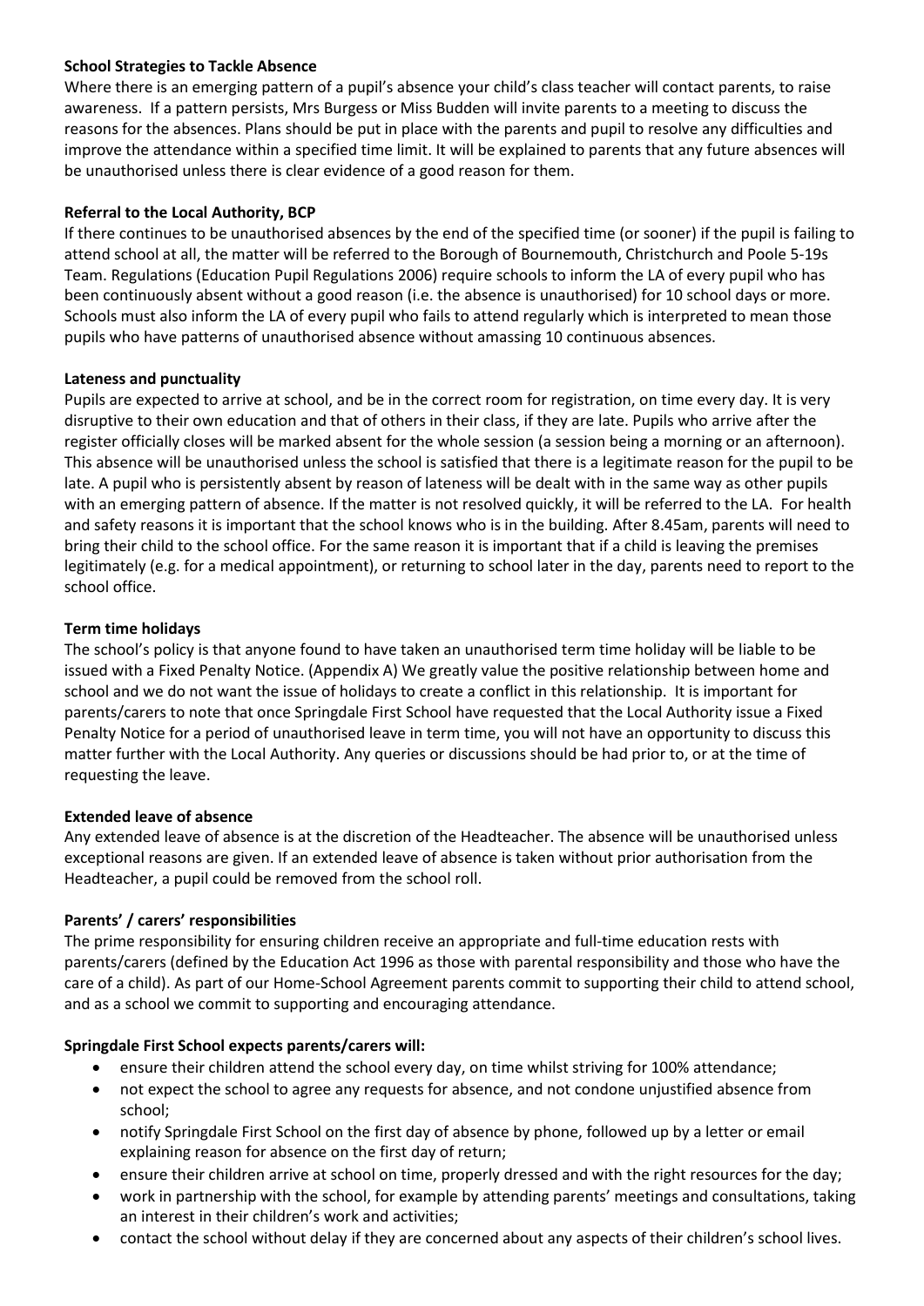**School Strategies to Tackle Absence**

Where there is an emerging pattern of a pupil's absence your child's class teacher will contact parents, to raise awareness. If a pattern persists, Mrs Burgess or Miss Budden will invite parents to a meeting to discuss the reasons for the absences. Plans should be put in place with the parents and pupil to resolve any difficulties and improve the attendance within a specified time limit. It will be explained to parents that any future absences will be unauthorised unless there is clear evidence of a good reason for them.

**Referral to the Local Authority, BCP**

If there continues to be unauthorised absences by the end of the specified time (or sooner) if the pupil is failing to attend school at all, the matter will be referred to the Borough of Bournemouth, Christchurch and Poole 5-19s Team. Regulations (Education Pupil Regulations 2006) require schools to inform the LA of every pupil who has been continuously absent without a good reason (i.e. the absence is unauthorised) for 10 school days or more. Schools must also inform the LA of every pupil who fails to attend regularly which is interpreted to mean those pupils who have patterns of unauthorised absence without amassing 10 continuous absences.

**Lateness and punctuality**

Pupils are expected to arrive at school, and be in the correct room for registration, on time every day. It is very disruptive to their own education and that of others in their class, if they are late. Pupils who arrive after the register officially closes will be marked absent for the whole session (a session being a morning or an afternoon). This absence will be unauthorised unless the school is satisfied that there is a legitimate reason for the pupil to be late. A pupil who is persistently absent by reason of lateness will be dealt with in the same way as other pupils with an emerging pattern of absence. If the matter is not resolved quickly, it will be referred to the LA. For health and safety reasons it is important that the school knows who is in the building. After 8.45am, parents will need to bring their child to the school office. For the same reason it is important that if a child is leaving the premises legitimately (e.g. for a medical appointment), or returning to school later in the day, parents need to report to the school office.

**Term time holidays**

The school's policy is that anyone found to have taken an unauthorised term time holiday will be liable to be issued with a Fixed Penalty Notice. (Appendix A) We greatly value the positive relationship between home and school and we do not want the issue of holidays to create a conflict in this relationship. It is important for parents/carers to note that once Springdale First School have requested that the Local Authority issue a Fixed Penalty Notice for a period of unauthorised leave in term time, you will not have an opportunity to discuss this matter further with the Local Authority. Any queries or discussions should be had prior to, or at the time of requesting the leave.

**Extended leave of absence**

Any extended leave of absence is at the discretion of the Headteacher. The absence will be unauthorised unless exceptional reasons are given. If an extended leave of absence is taken without prior authorisation from the Headteacher, a pupil could be removed from the school roll.

**Parents' / carers' responsibilities**

The prime responsibility for ensuring children receive an appropriate and full-time education rests with parents/carers (defined by the Education Act 1996 as those with parental responsibility and those who have the care of a child). As part of our Home-School Agreement parents commit to supporting their child to attend school, and as a school we commit to supporting and encouraging attendance.

**Springdale First School expects parents/carers will:**

- ensure their children attend the school every day, on time whilst striving for 100% attendance;
- not expect the school to agree any requests for absence, and not condone unjustified absence from school;
- notify Springdale First School on the first day of absence by phone, followed up by a letter or email explaining reason for absence on the first day of return;
- ensure their children arrive at school on time, properly dressed and with the right resources for the day;
- work in partnership with the school, for example by attending parents' meetings and consultations, taking an interest in their children's work and activities;
- contact the school without delay if they are concerned about any aspects of their children's school lives.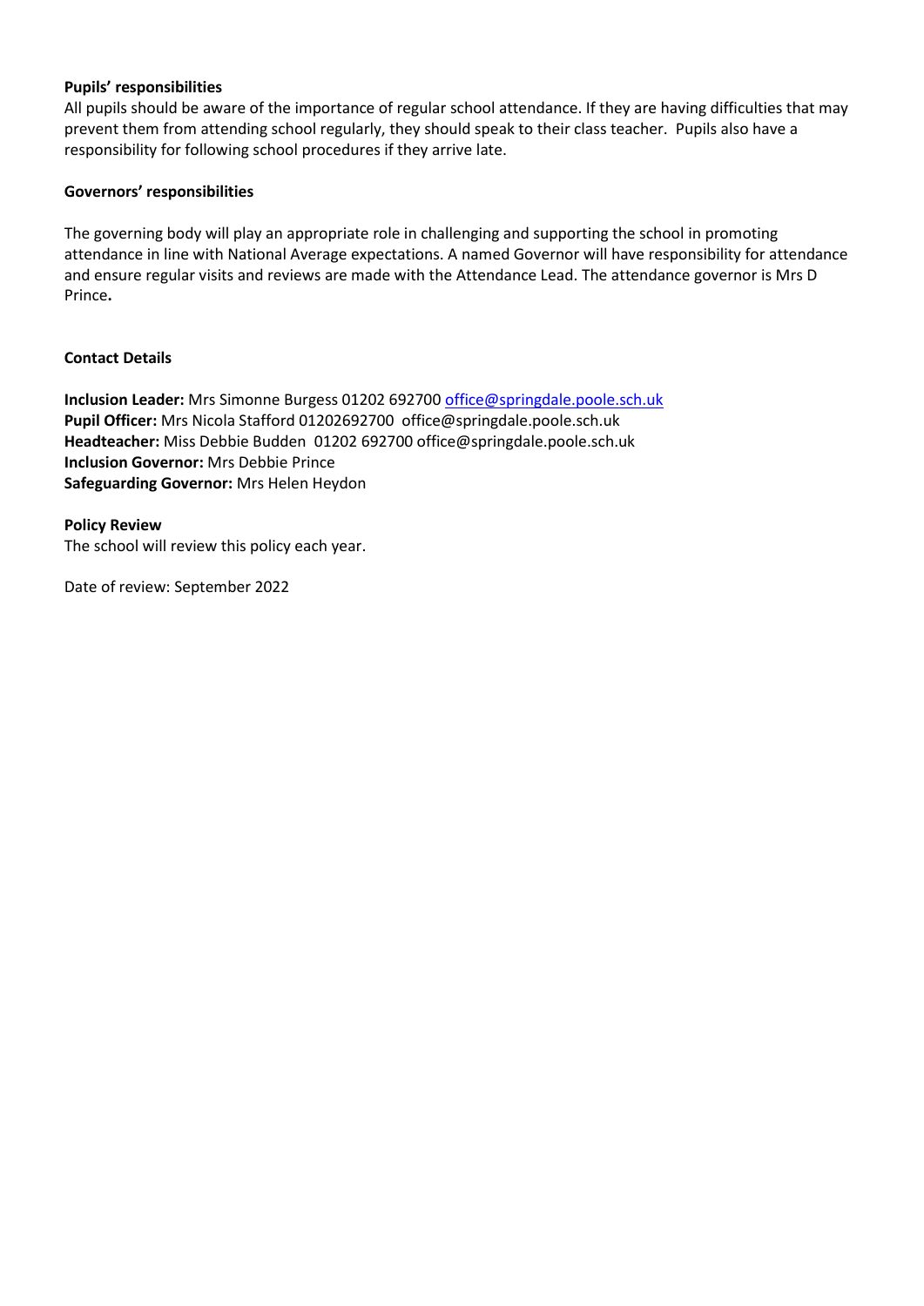**Pupils' responsibilities**

All pupils should be aware of the importance of regular school attendance. If they are having difficulties that may prevent them from attending school regularly, they should speak to their class teacher. Pupils also have a responsibility for following school procedures if they arrive late.

**Governors' responsibilities**

The governing body will play an appropriate role in challenging and supporting the school in promoting attendance in line with National Average expectations. A named Governor will have responsibility for attendance and ensure regular visits and reviews are made with the Attendance Lead. The attendance governor is Mrs D Prince**.**

**Contact Details**

**Inclusion Leader:** Mrs Simonne Burgess 01202 692700 office@springdale.poole.sch.uk
**Pupil Officer:** Mrs Nicola Stafford 01202692700 office@springdale.poole.sch.uk
**Headteacher:** Miss Debbie Budden 01202 692700 office@springdale.poole.sch.uk
**Inclusion Governor:** Mrs Debbie Prince
**Safeguarding Governor:** Mrs Helen Heydon

**Policy Review**

The school will review this policy each year.

Date of review: September 2022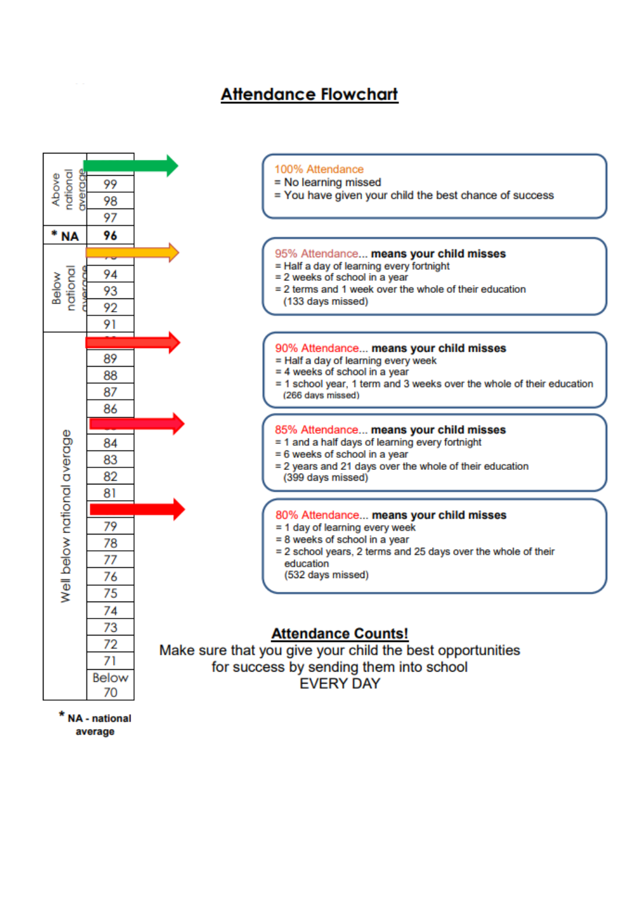# Attendance Flowchart

Above national average

99

98

97

* NA 96

Below national average

94

93

92

91

Well below national average

89

88

87

86

84

83

82

81

79

78

77

76

75

74

73

72

71

Below 70

* NA - national average

**100% Attendance**
= No learning missed
= You have given your child the best chance of success

**95% Attendance... means your child misses**
= Half a day of learning every fortnight
= 2 weeks of school in a year
= 2 terms and 1 week over the whole of their education
(133 days missed)

**90% Attendance... means your child misses**
= Half a day of learning every week
= 4 weeks of school in a year
= 1 school year, 1 term and 3 weeks over the whole of their education
(266 days missed)

**85% Attendance... means your child misses**
= 1 and a half days of learning every fortnight
= 6 weeks of school in a year
= 2 years and 21 days over the whole of their education
(399 days missed)

**80% Attendance... means your child misses**
= 1 day of learning every week
= 8 weeks of school in a year
= 2 school years, 2 terms and 25 days over the whole of their education
(532 days missed)

## Attendance Counts!

Make sure that you give your child the best opportunities for success by sending them into school EVERY DAY